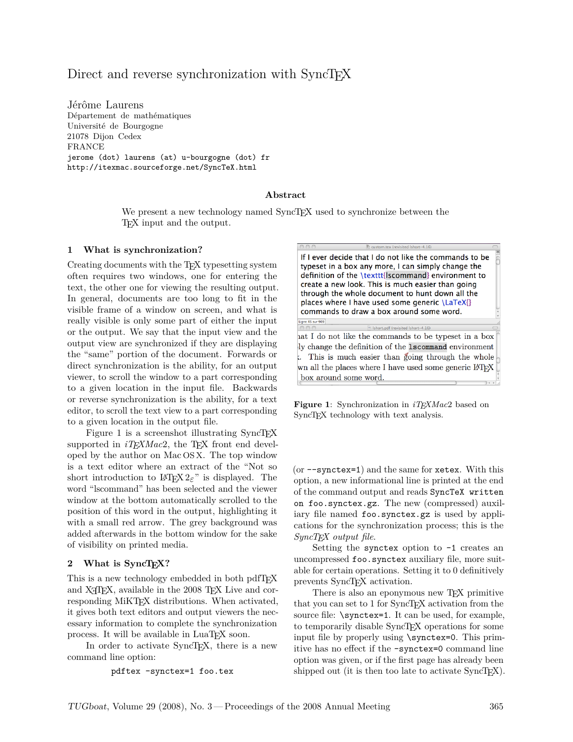# Direct and reverse synchronization with SyncTeX

Jérôme Laurens
Département de mathématiques
Université de Bourgogne
21078 Dijon Cedex
FRANCE
`jerome (dot) laurens (at) u-bourgogne (dot) fr`
`http://itexmac.sourceforge.net/SyncTeX.html`

### Abstract

We present a new technology named SyncTeX used to synchronize between the TeX input and the output.

## 1 What is synchronization?

Creating documents with the TeX typesetting system often requires two windows, one for entering the text, the other one for viewing the resulting output. In general, documents are too long to fit in the visible frame of a window on screen, and what is really visible is only some part of either the input or the output. We say that the input view and the output view are synchronized if they are displaying the "same" portion of the document. Forwards or direct synchronization is the ability, for an output viewer, to scroll the window to a part corresponding to a given location in the input file. Backwards or reverse synchronization is the ability, for a text editor, to scroll the text view to a part corresponding to a given location in the output file.

Figure 1 is a screenshot illustrating SyncTeX supported in *iTeXMac2*, the TeX front end developed by the author on Mac OS X. The top window is a text editor where an extract of the "Not so short introduction to LaTeX $2_\varepsilon$" is displayed. The word "lscommand" has been selected and the viewer window at the bottom automatically scrolled to the position of this word in the output, highlighting it with a small red arrow. The grey background was added afterwards in the bottom window for the sake of visibility on printed media.

**Figure 1**: Synchronization in *iTeXMac2* based on SyncTeX technology with text analysis.

## 2 What is SyncTeX?

This is a new technology embedded in both pdfTeX and XeTeX, available in the 2008 TeX Live and corresponding MiKTeX distributions. When activated, it gives both text editors and output viewers the necessary information to complete the synchronization process. It will be available in LuaTeX soon.

In order to activate SyncTeX, there is a new command line option:

```
pdftex -synctex=1 foo.tex
```

(or `--synctex=1`) and the same for `xetex`. With this option, a new informational line is printed at the end of the command output and reads `SyncTeX written on foo.synctex.gz`. The new (compressed) auxiliary file named `foo.synctex.gz` is used by applications for the synchronization process; this is the *SyncTeX output file*.

Setting the `synctex` option to `-1` creates an uncompressed `foo.synctex` auxiliary file, more suitable for certain operations. Setting it to 0 definitively prevents SyncTeX activation.

There is also an eponymous new TeX primitive that you can set to 1 for SyncTeX activation from the source file: `\synctex=1`. It can be used, for example, to temporarily disable SyncTeX operations for some input file by properly using `\synctex=0`. This primitive has no effect if the `-synctex=0` command line option was given, or if the first page has already been shipped out (it is then too late to activate SyncTeX).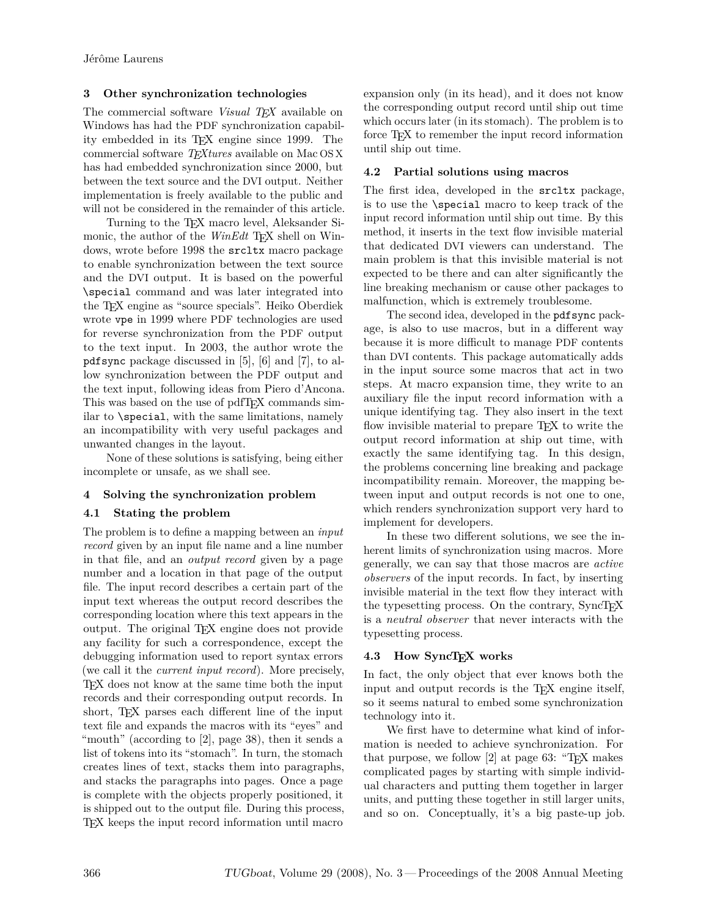## 3 Other synchronization technologies

The commercial software *Visual TEX* available on Windows has had the TEX synchronization capability embedded in its TEX engine since 1999. The commercial software *TEXtures* available on Mac OS X has had embedded synchronization since 2000, but between the text source and the DVI output. Neither implementation is freely available to the public and will not be considered in the remainder of this article.

Turning to the TEX macro level, Aleksander Simonic, the author of the *WinEdt* TEX shell on Windows, wrote before 1998 the `srcltx` macro package to enable synchronization between the text source and the DVI output. It is based on the powerful `\special` command and was later integrated into the TEX engine as "source specials". Heiko Oberdiek wrote `vpe` in 1999 where PDF technologies are used for reverse synchronization from the PDF output to the text input. In 2003, the author wrote the `pdfsync` package discussed in [5], [6] and [7], to allow synchronization between the PDF output and the text input, following ideas from Piero d'Ancona. This was based on the use of pdfTEX commands similar to `\special`, with the same limitations, namely an incompatibility with very useful packages and unwanted changes in the layout.

None of these solutions is satisfying, being either incomplete or unsafe, as we shall see.

## 4 Solving the synchronization problem

### 4.1 Stating the problem

The problem is to define a mapping between an *input record* given by an input file name and a line number in that file, and an *output record* given by a page number and a location in that page of the output file. The input record describes a certain part of the input text whereas the output record describes the corresponding location where this text appears in the output. The original TEX engine does not provide any facility for such a correspondence, except the debugging information used to report syntax errors (we call it the *current input record*). More precisely, TEX does not know at the same time both the input records and their corresponding output records. In short, TEX parses each different line of the input text file and expands the macros with its "eyes" and "mouth" (according to [2], page 38), then it sends a list of tokens into its "stomach". In turn, the stomach creates lines of text, stacks them into paragraphs, and stacks the paragraphs into pages. Once a page is complete with the objects properly positioned, it is shipped out to the output file. During this process, TEX keeps the input record information until macro expansion only (in its head), and it does not know the corresponding output record until ship out time which occurs later (in its stomach). The problem is to force TEX to remember the input record information until ship out time.

### 4.2 Partial solutions using macros

The first idea, developed in the `srcltx` package, is to use the `\special` macro to keep track of the input record information until ship out time. By this method, it inserts in the text flow invisible material that dedicated DVI viewers can understand. The main problem is that this invisible material is not expected to be there and can alter significantly the line breaking mechanism or cause other packages to malfunction, which is extremely troublesome.

The second idea, developed in the `pdfsync` package, is also to use macros, but in a different way because it is more difficult to manage PDF contents than DVI contents. This package automatically adds in the input source some macros that act in two steps. At macro expansion time, they write to an auxiliary file the input record information with a unique identifying tag. They also insert in the text flow invisible material to prepare TEX to write the output record information at ship out time, with exactly the same identifying tag. In this design, the problems concerning line breaking and package incompatibility remain. Moreover, the mapping between input and output records is not one to one, which renders synchronization support very hard to implement for developers.

In these two different solutions, we see the inherent limits of synchronization using macros. More generally, we can say that those macros are *active observers* of the input records. In fact, by inserting invisible material in the text flow they interact with the typesetting process. On the contrary, SyncTEX is a *neutral observer* that never interacts with the typesetting process.

### 4.3 How SyncTEX works

In fact, the only object that ever knows both the input and output records is the TEX engine itself, so it seems natural to embed some synchronization technology into it.

We first have to determine what kind of information is needed to achieve synchronization. For that purpose, we follow [2] at page 63: "TEX makes complicated pages by starting with simple individual characters and putting them together in larger units, and putting these together in still larger units, and so on. Conceptually, it's a big paste-up job.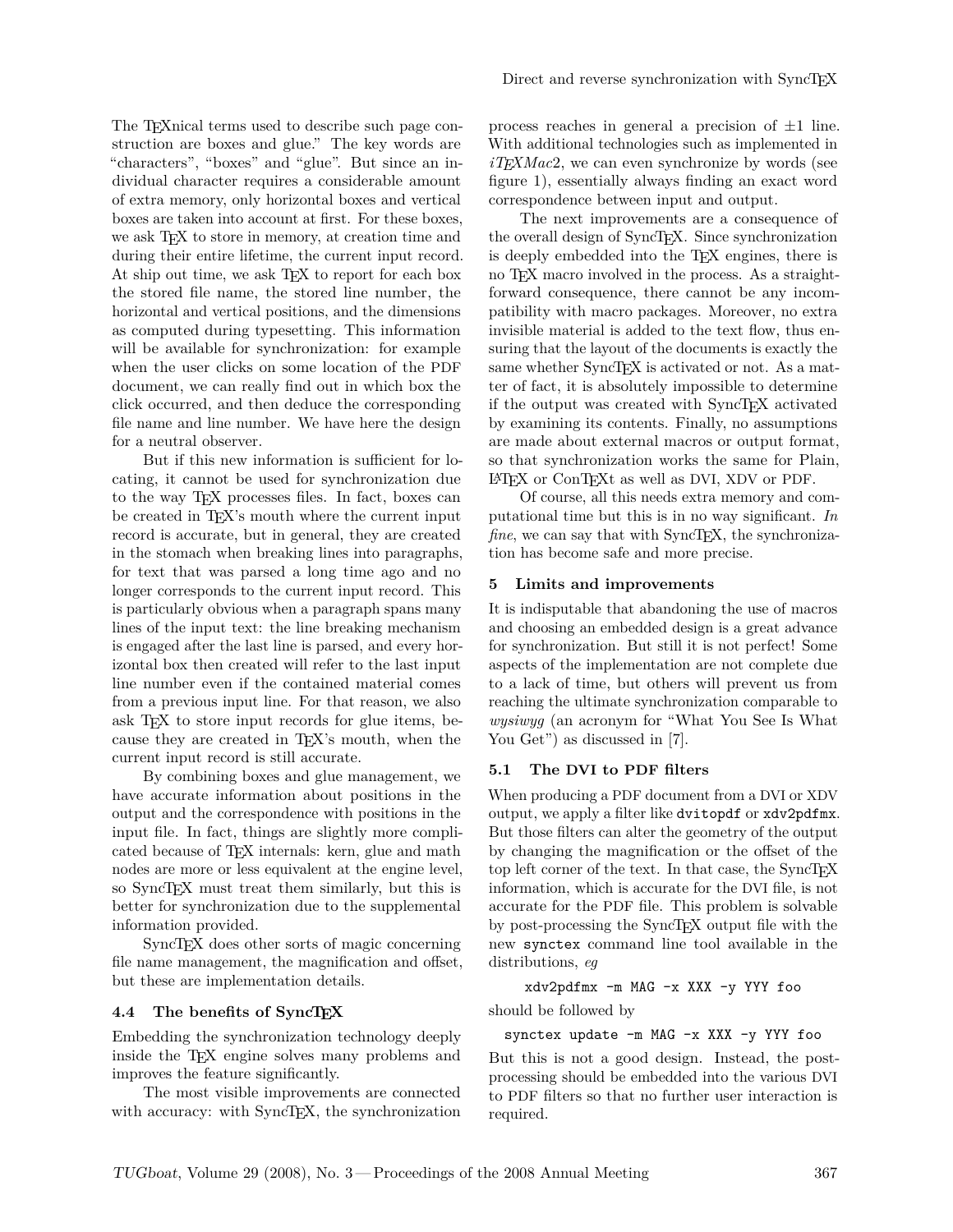The TeXnical terms used to describe such page construction are boxes and glue." The key words are "characters", "boxes" and "glue". But since an individual character requires a considerable amount of extra memory, only horizontal boxes and vertical boxes are taken into account at first. For these boxes, we ask TeX to store in memory, at creation time and during their entire lifetime, the current input record. At ship out time, we ask TeX to report for each box the stored file name, the stored line number, the horizontal and vertical positions, and the dimensions as computed during typesetting. This information will be available for synchronization: for example when the user clicks on some location of the PDF document, we can really find out in which box the click occurred, and then deduce the corresponding file name and line number. We have here the design for a neutral observer.

But if this new information is sufficient for locating, it cannot be used for synchronization due to the way TeX processes files. In fact, boxes can be created in TeX's mouth where the current input record is accurate, but in general, they are created in the stomach when breaking lines into paragraphs, for text that was parsed a long time ago and no longer corresponds to the current input record. This is particularly obvious when a paragraph spans many lines of the input text: the line breaking mechanism is engaged after the last line is parsed, and every horizontal box then created will refer to the last input line number even if the contained material comes from a previous input line. For that reason, we also ask TeX to store input records for glue items, because they are created in TeX's mouth, when the current input record is still accurate.

By combining boxes and glue management, we have accurate information about positions in the output and the correspondence with positions in the input file. In fact, things are slightly more complicated because of TeX internals: kern, glue and math nodes are more or less equivalent at the engine level, so SyncTeX must treat them similarly, but this is better for synchronization due to the supplemental information provided.

SyncTeX does other sorts of magic concerning file name management, the magnification and offset, but these are implementation details.

### 4.4 The benefits of SyncTeX

Embedding the synchronization technology deeply inside the TeX engine solves many problems and improves the feature significantly.

The most visible improvements are connected with accuracy: with SyncTeX, the synchronization process reaches in general a precision of $\pm 1$ line. With additional technologies such as implemented in *iTeXMac2*, we can even synchronize by words (see figure 1), essentially always finding an exact word correspondence between input and output.

The next improvements are a consequence of the overall design of SyncTeX. Since synchronization is deeply embedded into the TeX engines, there is no TeX macro involved in the process. As a straightforward consequence, there cannot be any incompatibility with macro packages. Moreover, no extra invisible material is added to the text flow, thus ensuring that the layout of the documents is exactly the same whether SyncTeX is activated or not. As a matter of fact, it is absolutely impossible to determine if the output was created with SyncTeX activated by examining its contents. Finally, no assumptions are made about external macros or output format, so that synchronization works the same for Plain, LaTeX or ConTeXt as well as DVI, XDV or PDF.

Of course, all this needs extra memory and computational time but this is in no way significant. *In fine*, we can say that with SyncTeX, the synchronization has become safe and more precise.

## 5 Limits and improvements

It is indisputable that abandoning the use of macros and choosing an embedded design is a great advance for synchronization. But still it is not perfect! Some aspects of the implementation are not complete due to a lack of time, but others will prevent us from reaching the ultimate synchronization comparable to *wysiwyg* (an acronym for "What You See Is What You Get") as discussed in [7].

### 5.1 The DVI to PDF filters

When producing a PDF document from a DVI or XDV output, we apply a filter like `dvitopdf` or `xdv2pdfmx`. But those filters can alter the geometry of the output by changing the magnification or the offset of the top left corner of the text. In that case, the SyncTeX information, which is accurate for the DVI file, is not accurate for the PDF file. This problem is solvable by post-processing the SyncTeX output file with the new `synctex` command line tool available in the distributions, *eg*

```
xdv2pdfmx -m MAG -x XXX -y YYY foo
```

should be followed by

```
synctex update -m MAG -x XXX -y YYY foo
```

But this is not a good design. Instead, the post-processing should be embedded into the various DVI to PDF filters so that no further user interaction is required.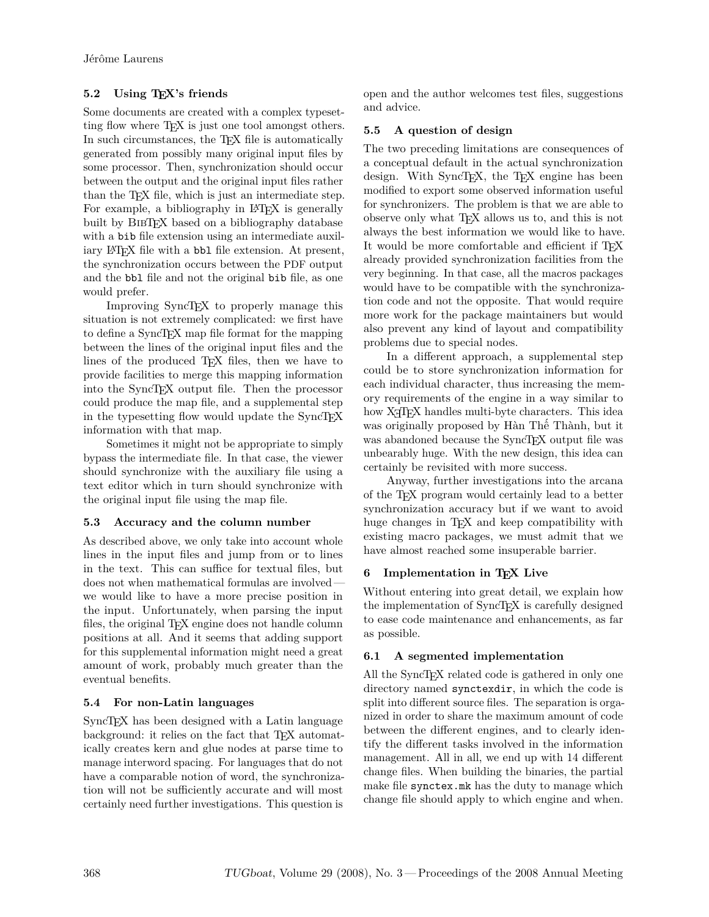### 5.2 Using TEX's friends

Some documents are created with a complex typesetting flow where TEX is just one tool amongst others. In such circumstances, the TEX file is automatically generated from possibly many original input files by some processor. Then, synchronization should occur between the output and the original input files rather than the TEX file, which is just an intermediate step. For example, a bibliography in LATEX is generally built by BIBTEX based on a bibliography database with a `bib` file extension using an intermediate auxiliary LATEX file with a `bbl` file extension. At present, the synchronization occurs between the PDF output and the `bbl` file and not the original `bib` file, as one would prefer.

Improving SyncTEX to properly manage this situation is not extremely complicated: we first have to define a SyncTEX map file format for the mapping between the lines of the original input files and the lines of the produced TEX files, then we have to provide facilities to merge this mapping information into the SyncTEX output file. Then the processor could produce the map file, and a supplemental step in the typesetting flow would update the SyncTEX information with that map.

Sometimes it might not be appropriate to simply bypass the intermediate file. In that case, the viewer should synchronize with the auxiliary file using a text editor which in turn should synchronize with the original input file using the map file.

### 5.3 Accuracy and the column number

As described above, we only take into account whole lines in the input files and jump from or to lines in the text. This can suffice for textual files, but does not when mathematical formulas are involved — we would like to have a more precise position in the input. Unfortunately, when parsing the input files, the original TEX engine does not handle column positions at all. And it seems that adding support for this supplemental information might need a great amount of work, probably much greater than the eventual benefits.

### 5.4 For non-Latin languages

SyncTEX has been designed with a Latin language background: it relies on the fact that TEX automatically creates kern and glue nodes at parse time to manage interword spacing. For languages that do not have a comparable notion of word, the synchronization will not be sufficiently accurate and will most certainly need further investigations. This question is open and the author welcomes test files, suggestions and advice.

### 5.5 A question of design

The two preceding limitations are consequences of a conceptual default in the actual synchronization design. With SyncTEX, the TEX engine has been modified to export some observed information useful for synchronizers. The problem is that we are able to observe only what TEX allows us to, and this is not always the best information we would like to have. It would be more comfortable and efficient if TEX already provided synchronization facilities from the very beginning. In that case, all the macros packages would have to be compatible with the synchronization code and not the opposite. That would require more work for the package maintainers but would also prevent any kind of layout and compatibility problems due to special nodes.

In a different approach, a supplemental step could be to store synchronization information for each individual character, thus increasing the memory requirements of the engine in a way similar to how XƎTEX handles multi-byte characters. This idea was originally proposed by Hàn Thế Thành, but it was abandoned because the SyncTEX output file was unbearably huge. With the new design, this idea can certainly be revisited with more success.

Anyway, further investigations into the arcana of the TEX program would certainly lead to a better synchronization accuracy but if we want to avoid huge changes in TEX and keep compatibility with existing macro packages, we must admit that we have almost reached some insuperable barrier.

## 6 Implementation in TEX Live

Without entering into great detail, we explain how the implementation of SyncTEX is carefully designed to ease code maintenance and enhancements, as far as possible.

### 6.1 A segmented implementation

All the SyncTEX related code is gathered in only one directory named `synctexdir`, in which the code is split into different source files. The separation is organized in order to share the maximum amount of code between the different engines, and to clearly identify the different tasks involved in the information management. All in all, we end up with 14 different change files. When building the binaries, the partial make file `synctex.mk` has the duty to manage which change file should apply to which engine and when.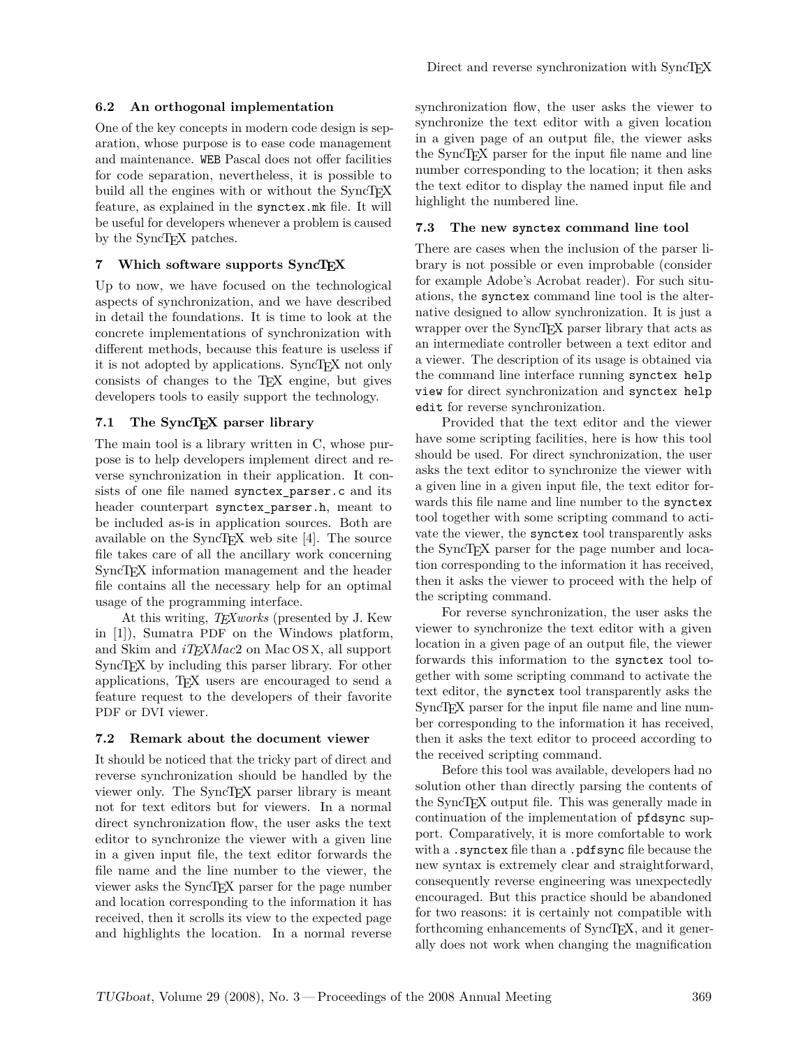### 6.2 An orthogonal implementation

One of the key concepts in modern code design is separation, whose purpose is to ease code management and maintenance. WEB Pascal does not offer facilities for code separation, nevertheless, it is possible to build all the engines with or without the SyncTeX feature, as explained in the `synctex.mk` file. It will be useful for developers whenever a problem is caused by the SyncTeX patches.

## 7 Which software supports SyncTeX

Up to now, we have focused on the technological aspects of synchronization, and we have described in detail the foundations. It is time to look at the concrete implementations of synchronization with different methods, because this feature is useless if it is not adopted by applications. SyncTeX not only consists of changes to the TeX engine, but gives developers tools to easily support the technology.

### 7.1 The SyncTeX parser library

The main tool is a library written in C, whose purpose is to help developers implement direct and reverse synchronization in their application. It consists of one file named `synctex_parser.c` and its header counterpart `synctex_parser.h`, meant to be included as-is in application sources. Both are available on the SyncTeX web site [4]. The source file takes care of all the ancillary work concerning SyncTeX information management and the header file contains all the necessary help for an optimal usage of the programming interface.

At this writing, *TeXworks* (presented by J. Kew in [1]), Sumatra PDF on the Windows platform, and Skim and *iTeXMac2* on Mac OS X, all support SyncTeX by including this parser library. For other applications, TeX users are encouraged to send a feature request to the developers of their favorite PDF or DVI viewer.

### 7.2 Remark about the document viewer

It should be noticed that the tricky part of direct and reverse synchronization should be handled by the viewer only. The SyncTeX parser library is meant not for text editors but for viewers. In a normal direct synchronization flow, the user asks the text editor to synchronize the viewer with a given line in a given input file, the text editor forwards the file name and the line number to the viewer, the viewer asks the SyncTeX parser for the page number and location corresponding to the information it has received, then it scrolls its view to the expected page and highlights the location. In a normal reverse synchronization flow, the user asks the viewer to synchronize the text editor with a given location in a given page of an output file, the viewer asks the SyncTeX parser for the input file name and line number corresponding to the location; it then asks the text editor to display the named input file and highlight the numbered line.

### 7.3 The new `synctex` command line tool

There are cases when the inclusion of the parser library is not possible or even improbable (consider for example Adobe's Acrobat reader). For such situations, the `synctex` command line tool is the alternative designed to allow synchronization. It is just a wrapper over the SyncTeX parser library that acts as an intermediate controller between a text editor and a viewer. The description of its usage is obtained via the command line interface running `synctex help view` for direct synchronization and `synctex help edit` for reverse synchronization.

Provided that the text editor and the viewer have some scripting facilities, here is how this tool should be used. For direct synchronization, the user asks the text editor to synchronize the viewer with a given line in a given input file, the text editor forwards this file name and line number to the `synctex` tool together with some scripting command to activate the viewer, the `synctex` tool transparently asks the SyncTeX parser for the page number and location corresponding to the information it has received, then it asks the viewer to proceed with the help of the scripting command.

For reverse synchronization, the user asks the viewer to synchronize the text editor with a given location in a given page of an output file, the viewer forwards this information to the `synctex` tool together with some scripting command to activate the text editor, the `synctex` tool transparently asks the SyncTeX parser for the input file name and line number corresponding to the information it has received, then it asks the text editor to proceed according to the received scripting command.

Before this tool was available, developers had no solution other than directly parsing the contents of the SyncTeX output file. This was generally made in continuation of the implementation of `pfdsync` support. Comparatively, it is more comfortable to work with a `.synctex` file than a `.pdfsync` file because the new syntax is extremely clear and straightforward, consequently reverse engineering was unexpectedly encouraged. But this practice should be abandoned for two reasons: it is certainly not compatible with forthcoming enhancements of SyncTeX, and it generally does not work when changing the magnification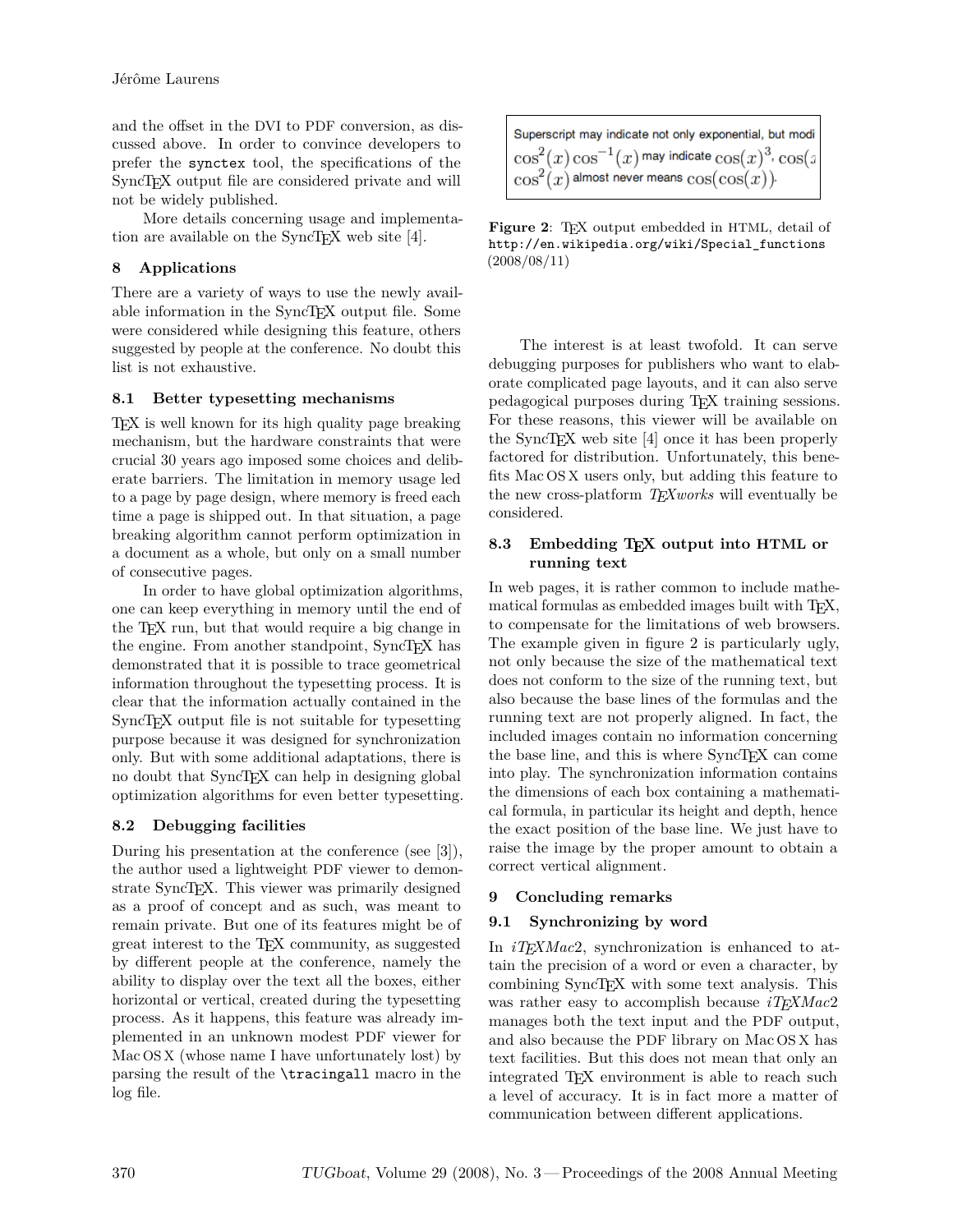and the offset in the DVI to PDF conversion, as discussed above. In order to convince developers to prefer the `synctex` tool, the specifications of the SyncTEX output file are considered private and will not be widely published.

More details concerning usage and implementation are available on the SyncTEX web site [4].

## 8 Applications

There are a variety of ways to use the newly available information in the SyncTEX output file. Some were considered while designing this feature, others suggested by people at the conference. No doubt this list is not exhaustive.

### 8.1 Better typesetting mechanisms

TEX is well known for its high quality page breaking mechanism, but the hardware constraints that were crucial 30 years ago imposed some choices and deliberate barriers. The limitation in memory usage led to a page by page design, where memory is freed each time a page is shipped out. In that situation, a page breaking algorithm cannot perform optimization in a document as a whole, but only on a small number of consecutive pages.

In order to have global optimization algorithms, one can keep everything in memory until the end of the TEX run, but that would require a big change in the engine. From another standpoint, SyncTEX has demonstrated that it is possible to trace geometrical information throughout the typesetting process. It is clear that the information actually contained in the SyncTEX output file is not suitable for typesetting purpose because it was designed for synchronization only. But with some additional adaptations, there is no doubt that SyncTEX can help in designing global optimization algorithms for even better typesetting.

### 8.2 Debugging facilities

During his presentation at the conference (see [3]), the author used a lightweight PDF viewer to demonstrate SyncTEX. This viewer was primarily designed as a proof of concept and as such, was meant to remain private. But one of its features might be of great interest to the TEX community, as suggested by different people at the conference, namely the ability to display over the text all the boxes, either horizontal or vertical, created during the typesetting process. As it happens, this feature was already implemented in an unknown modest PDF viewer for Mac OS X (whose name I have unfortunately lost) by parsing the result of the `\tracingall` macro in the log file.

Superscript may indicate not only exponential, but modi
$\cos^2(x)\cos^{-1}(x)$ may indicate $\cos(x)^3$, $\cos($
$\cos^2(x)$ almost never means $\cos(\cos(x))$.

**Figure 2**: TEX output embedded in HTML, detail of `http://en.wikipedia.org/wiki/Special_functions` (2008/08/11)

The interest is at least twofold. It can serve debugging purposes for publishers who want to elaborate complicated page layouts, and it can also serve pedagogical purposes during TEX training sessions. For these reasons, this viewer will be available on the SyncTEX web site [4] once it has been properly factored for distribution. Unfortunately, this benefits Mac OS X users only, but adding this feature to the new cross-platform *TEXworks* will eventually be considered.

### 8.3 Embedding TEX output into HTML or running text

In web pages, it is rather common to include mathematical formulas as embedded images built with TEX, to compensate for the limitations of web browsers. The example given in figure 2 is particularly ugly, not only because the size of the mathematical text does not conform to the size of the running text, but also because the base lines of the formulas and the running text are not properly aligned. In fact, the included images contain no information concerning the base line, and this is where SyncTEX can come into play. The synchronization information contains the dimensions of each box containing a mathematical formula, in particular its height and depth, hence the exact position of the base line. We just have to raise the image by the proper amount to obtain a correct vertical alignment.

## 9 Concluding remarks

### 9.1 Synchronizing by word

In *iTEXMac2*, synchronization is enhanced to attain the precision of a word or even a character, by combining SyncTEX with some text analysis. This was rather easy to accomplish because *iTEXMac2* manages both the text input and the PDF output, and also because the PDF library on Mac OS X has text facilities. But this does not mean that only an integrated TEX environment is able to reach such a level of accuracy. It is in fact more a matter of communication between different applications.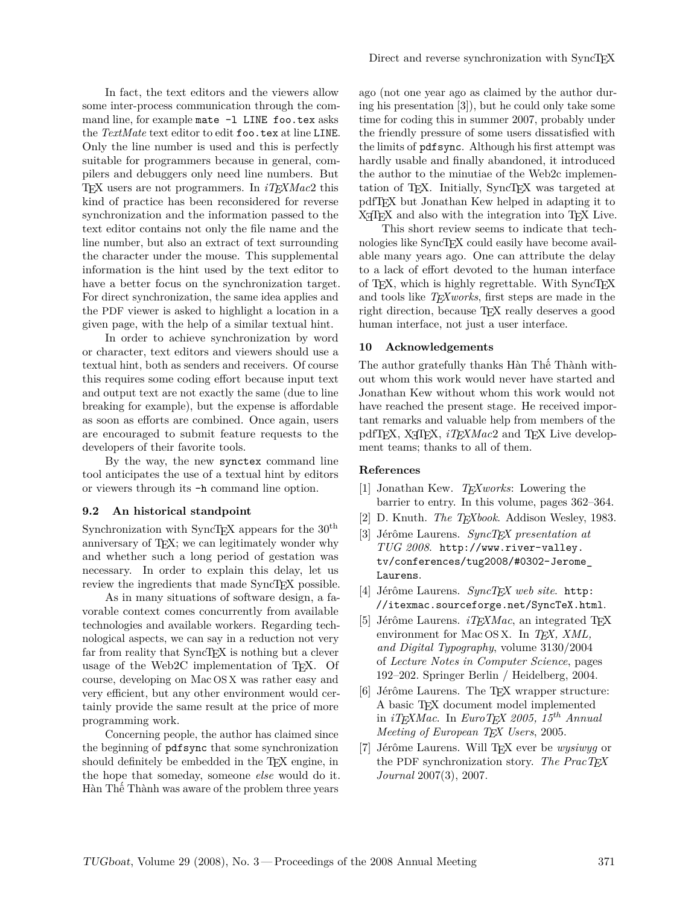In fact, the text editors and the viewers allow some inter-process communication through the command line, for example `mate -l LINE foo.tex` asks the *TextMate* text editor to edit `foo.tex` at line `LINE`. Only the line number is used and this is perfectly suitable for programmers because in general, compilers and debuggers only need line numbers. But TeX users are not programmers. In *iTeXMac2* this kind of practice has been reconsidered for reverse synchronization and the information passed to the text editor contains not only the file name and the line number, but also an extract of text surrounding the character under the mouse. This supplemental information is the hint used by the text editor to have a better focus on the synchronization target. For direct synchronization, the same idea applies and the PDF viewer is asked to highlight a location in a given page, with the help of a similar textual hint.

In order to achieve synchronization by word or character, text editors and viewers should use a textual hint, both as senders and receivers. Of course this requires some coding effort because input text and output text are not exactly the same (due to line breaking for example), but the expense is affordable as soon as efforts are combined. Once again, users are encouraged to submit feature requests to the developers of their favorite tools.

By the way, the new `synctex` command line tool anticipates the use of a textual hint by editors or viewers through its `-h` command line option.

### 9.2 An historical standpoint

Synchronization with SyncTeX appears for the 30th anniversary of TeX; we can legitimately wonder why and whether such a long period of gestation was necessary. In order to explain this delay, let us review the ingredients that made SyncTeX possible.

As in many situations of software design, a favorable context comes concurrently from available technologies and available workers. Regarding technological aspects, we can say in a reduction not very far from reality that SyncTeX is nothing but a clever usage of the Web2C implementation of TeX. Of course, developing on Mac OS X was rather easy and very efficient, but any other environment would certainly provide the same result at the price of more programming work.

Concerning people, the author has claimed since the beginning of `pdfsync` that some synchronization should definitely be embedded in the TeX engine, in the hope that someday, someone *else* would do it. Hàn Thế Thành was aware of the problem three years ago (not one year ago as claimed by the author during his presentation [3]), but he could only take some time for coding this in summer 2007, probably under the friendly pressure of some users dissatisfied with the limits of `pdfsync`. Although his first attempt was hardly usable and finally abandoned, it introduced the author to the minutiae of the Web2c implementation of TeX. Initially, SyncTeX was targeted at pdfTeX but Jonathan Kew helped in adapting it to XeTeX and also with the integration into TeX Live.

This short review seems to indicate that technologies like SyncTeX could easily have become available many years ago. One can attribute the delay to a lack of effort devoted to the human interface of TeX, which is highly regrettable. With SyncTeX and tools like *TeXworks*, first steps are made in the right direction, because TeX really deserves a good human interface, not just a user interface.

## 10 Acknowledgements

The author gratefully thanks Hàn Thế Thành without whom this work would never have started and Jonathan Kew without whom this work would not have reached the present stage. He received important remarks and valuable help from members of the pdfTeX, XeTeX, *iTeXMac2* and TeX Live development teams; thanks to all of them.

### References

[1] Jonathan Kew. *TeXworks*: Lowering the barrier to entry. In this volume, pages 362–364.

[2] D. Knuth. *The TeXbook*. Addison Wesley, 1983.

[3] Jérôme Laurens. *SyncTeX presentation at TUG 2008*. `http://www.river-valley.tv/conferences/tug2008/#0302-Jerome_Laurens`.

[4] Jérôme Laurens. *SyncTeX web site*. `http://itexmac.sourceforge.net/SyncTeX.html`.

[5] Jérôme Laurens. *iTeXMac*, an integrated TeX environment for Mac OS X. In *TeX, XML, and Digital Typography*, volume 3130/2004 of *Lecture Notes in Computer Science*, pages 192–202. Springer Berlin / Heidelberg, 2004.

[6] Jérôme Laurens. The TeX wrapper structure: A basic TeX document model implemented in *iTeXMac*. In *EuroTeX 2005, 15th Annual Meeting of European TeX Users*, 2005.

[7] Jérôme Laurens. Will TeX ever be *wysiwyg* or the PDF synchronization story. *The PracTeX Journal* 2007(3), 2007.